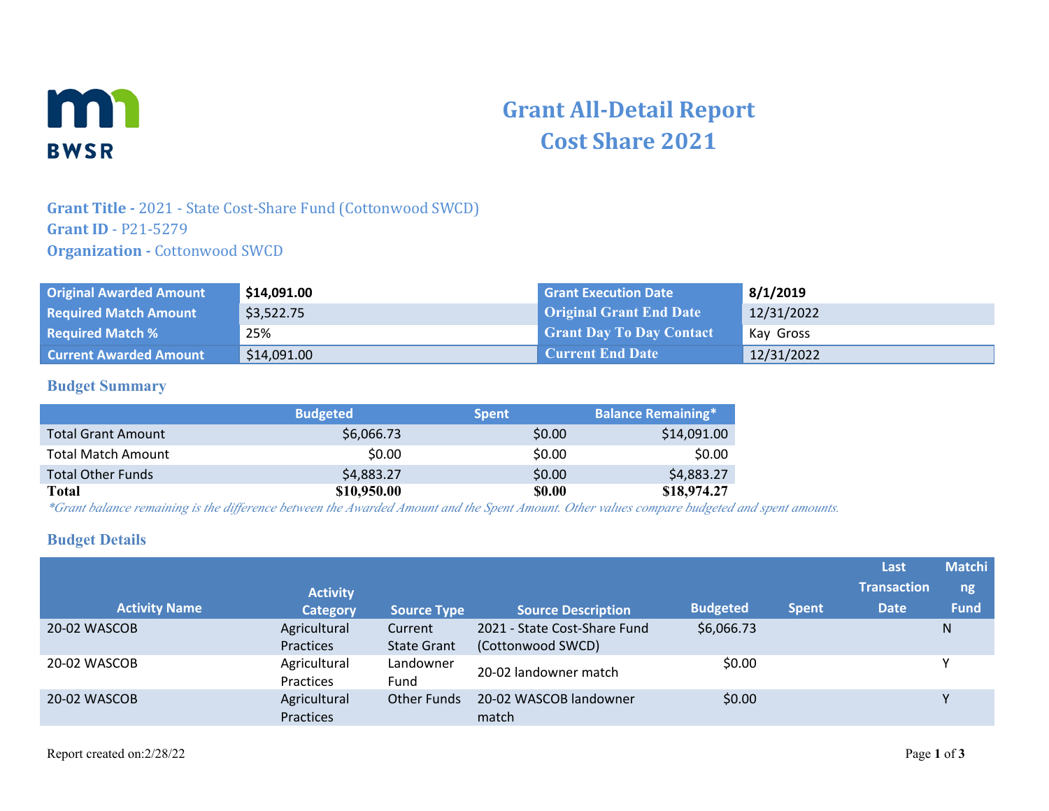# Grant All-Detail Report
# Cost Share 2021

**Grant Title -** 2021 - State Cost-Share Fund (Cottonwood SWCD)
**Grant ID** - P21-5279
**Organization -** Cottonwood SWCD

| | | | |
|---|---|---|---|
| **Original Awarded Amount** | **$14,091.00** | **Grant Execution Date** | **8/1/2019** |
| **Required Match Amount** | $3,522.75 | **Original Grant End Date** | 12/31/2022 |
| **Required Match %** | 25% | **Grant Day To Day Contact** | Kay Gross |
| **Current Awarded Amount** | $14,091.00 | **Current End Date** | 12/31/2022 |

## Budget Summary

| | Budgeted | Spent | Balance Remaining* |
|---|---|---|---|
| Total Grant Amount | $6,066.73 | $0.00 | $14,091.00 |
| Total Match Amount | $0.00 | $0.00 | $0.00 |
| Total Other Funds | $4,883.27 | $0.00 | $4,883.27 |
| **Total** | **$10,950.00** | **$0.00** | **$18,974.27** |

*\*Grant balance remaining is the difference between the Awarded Amount and the Spent Amount. Other values compare budgeted and spent amounts.*

## Budget Details

| Activity Name | Activity Category | Source Type | Source Description | Budgeted | Spent | Last Transaction Date | Matching Fund |
|---|---|---|---|---|---|---|---|
| 20-02 WASCOB | Agricultural Practices | Current State Grant | 2021 - State Cost-Share Fund (Cottonwood SWCD) | $6,066.73 | | | N |
| 20-02 WASCOB | Agricultural Practices | Landowner Fund | 20-02 landowner match | $0.00 | | | Y |
| 20-02 WASCOB | Agricultural Practices | Other Funds | 20-02 WASCOB landowner match | $0.00 | | | Y |

Report created on:2/28/22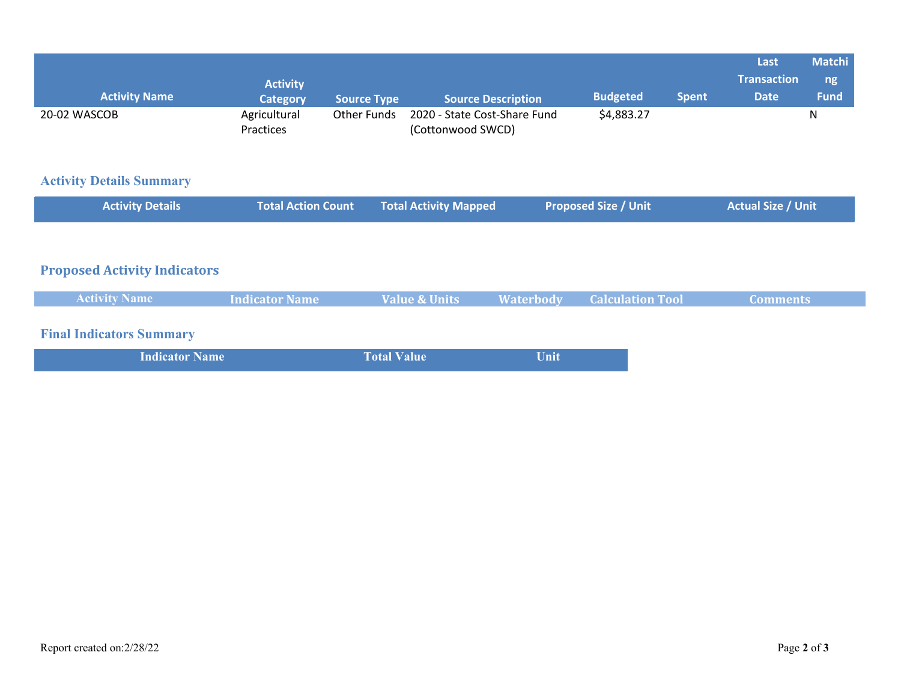| Activity Name | Activity Category | Source Type | Source Description | Budgeted | Spent | Last Transaction Date | Matching Fund |
|---|---|---|---|---|---|---|---|
| 20-02 WASCOB | Agricultural Practices | Other Funds | 2020 - State Cost-Share Fund (Cottonwood SWCD) | $4,883.27 | | | N |

## Activity Details Summary

| Activity Details | Total Action Count | Total Activity Mapped | Proposed Size / Unit | Actual Size / Unit |
|---|---|---|---|---|

## Proposed Activity Indicators

| Activity Name | Indicator Name | Value & Units | Waterbody | Calculation Tool | Comments |
|---|---|---|---|---|---|

## Final Indicators Summary

| Indicator Name | Total Value | Unit |
|---|---|---|

Report created on:2/28/22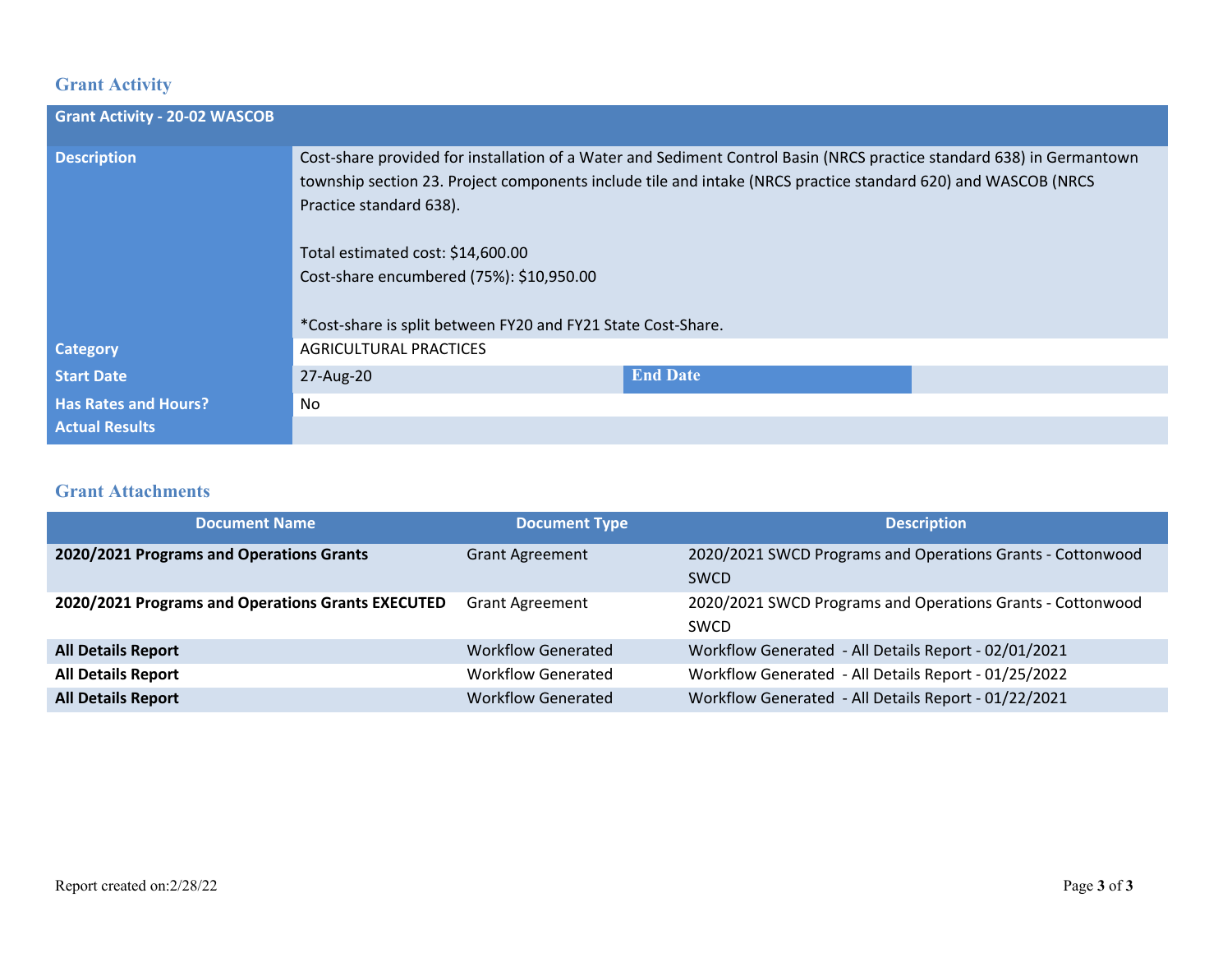## Grant Activity

| Grant Activity - 20-02 WASCOB | | | |
|---|---|---|---|
| **Description** | Cost-share provided for installation of a Water and Sediment Control Basin (NRCS practice standard 638) in Germantown township section 23. Project components include tile and intake (NRCS practice standard 620) and WASCOB (NRCS Practice standard 638).<br><br>Total estimated cost: $14,600.00<br>Cost-share encumbered (75%): $10,950.00<br><br>*Cost-share is split between FY20 and FY21 State Cost-Share. | | |
| **Category** | AGRICULTURAL PRACTICES | | |
| **Start Date** | 27-Aug-20 | **End Date** | |
| **Has Rates and Hours?** | No | | |
| **Actual Results** | | | |

## Grant Attachments

| Document Name | Document Type | Description |
|---|---|---|
| **2020/2021 Programs and Operations Grants** | Grant Agreement | 2020/2021 SWCD Programs and Operations Grants - Cottonwood SWCD |
| **2020/2021 Programs and Operations Grants EXECUTED** | Grant Agreement | 2020/2021 SWCD Programs and Operations Grants - Cottonwood SWCD |
| **All Details Report** | Workflow Generated | Workflow Generated - All Details Report - 02/01/2021 |
| **All Details Report** | Workflow Generated | Workflow Generated - All Details Report - 01/25/2022 |
| **All Details Report** | Workflow Generated | Workflow Generated - All Details Report - 01/22/2021 |

Report created on:2/28/22